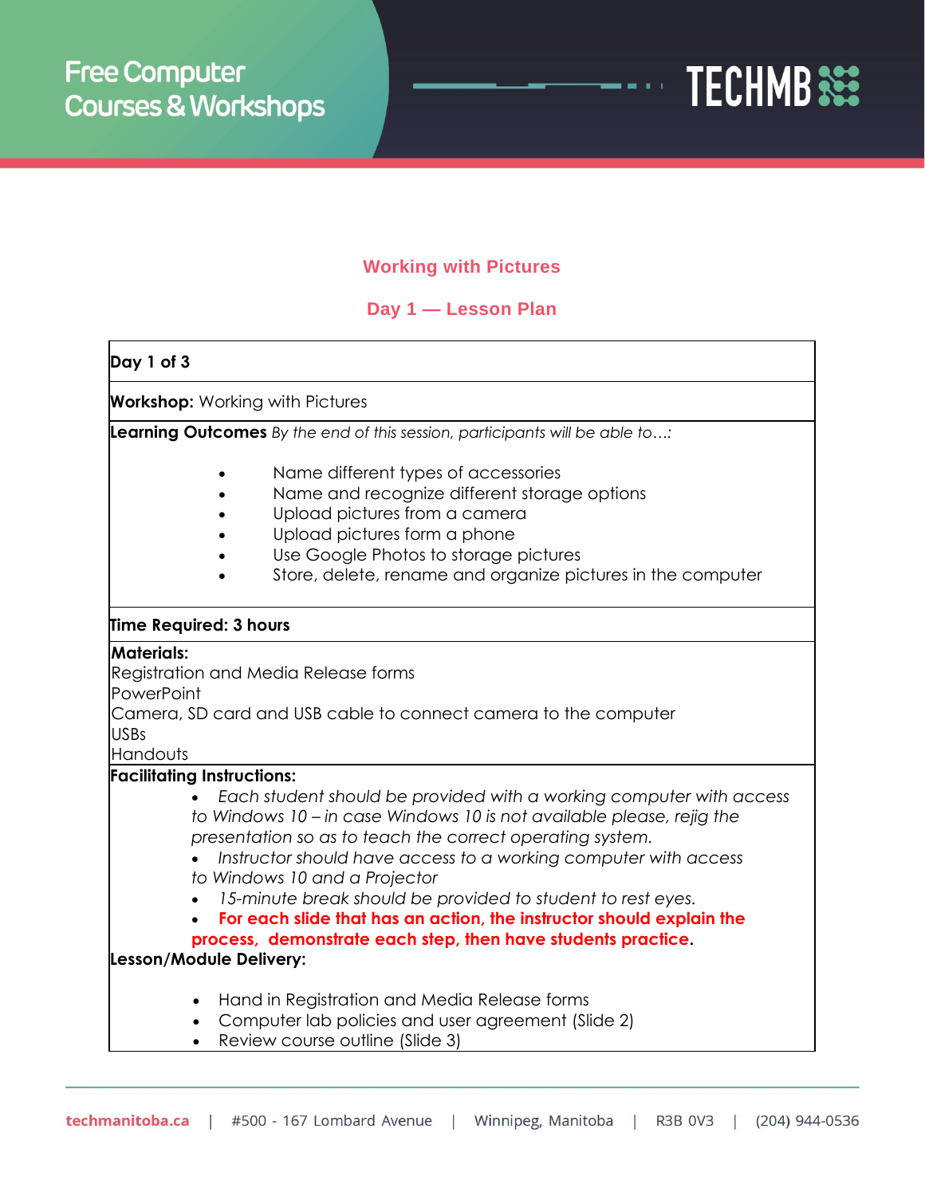## Working with Pictures

## Day 1 — Lesson Plan

**Day 1 of 3**

**Workshop:** Working with Pictures

**Learning Outcomes** *By the end of this session, participants will be able to…:*

- Name different types of accessories
- Name and recognize different storage options
- Upload pictures from a camera
- Upload pictures form a phone
- Use Google Photos to storage pictures
- Store, delete, rename and organize pictures in the computer

**Time Required: 3 hours**

**Materials:**
Registration and Media Release forms
PowerPoint
Camera, SD card and USB cable to connect camera to the computer
USBs
Handouts

**Facilitating Instructions:**

- *Each student should be provided with a working computer with access to Windows 10 – in case Windows 10 is not available please, rejig the presentation so as to teach the correct operating system.*
- *Instructor should have access to a working computer with access to Windows 10 and a Projector*
- *15-minute break should be provided to student to rest eyes.*
- **For each slide that has an action, the instructor should explain the process, demonstrate each step, then have students practice.**

**Lesson/Module Delivery:**

- Hand in Registration and Media Release forms
- Computer lab policies and user agreement (Slide 2)
- Review course outline (Slide 3)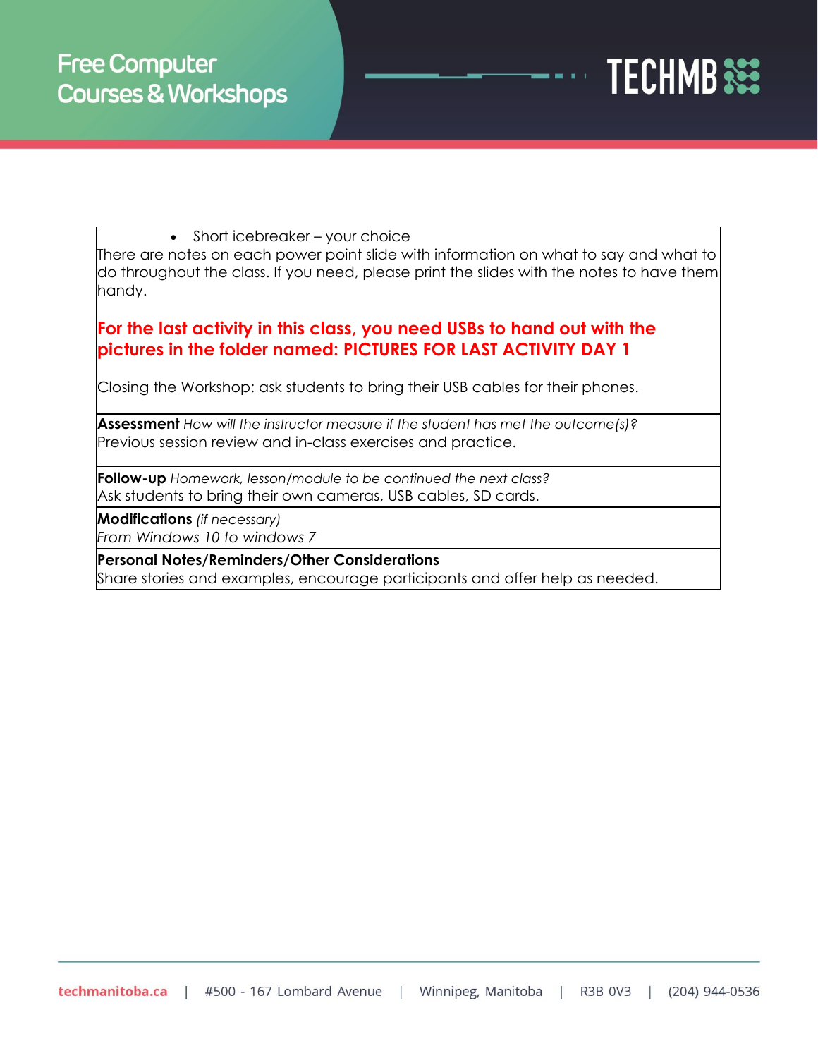- Short icebreaker – your choice

There are notes on each power point slide with information on what to say and what to do throughout the class. If you need, please print the slides with the notes to have them handy.

**For the last activity in this class, you need USBs to hand out with the pictures in the folder named: PICTURES FOR LAST ACTIVITY DAY 1**

Closing the Workshop: ask students to bring their USB cables for their phones.

**Assessment** *How will the instructor measure if the student has met the outcome(s)?*
Previous session review and in-class exercises and practice.

**Follow-up** *Homework, lesson/module to be continued the next class?*
Ask students to bring their own cameras, USB cables, SD cards.

**Modifications** *(if necessary)*
*From Windows 10 to windows 7*

**Personal Notes/Reminders/Other Considerations**
Share stories and examples, encourage participants and offer help as needed.